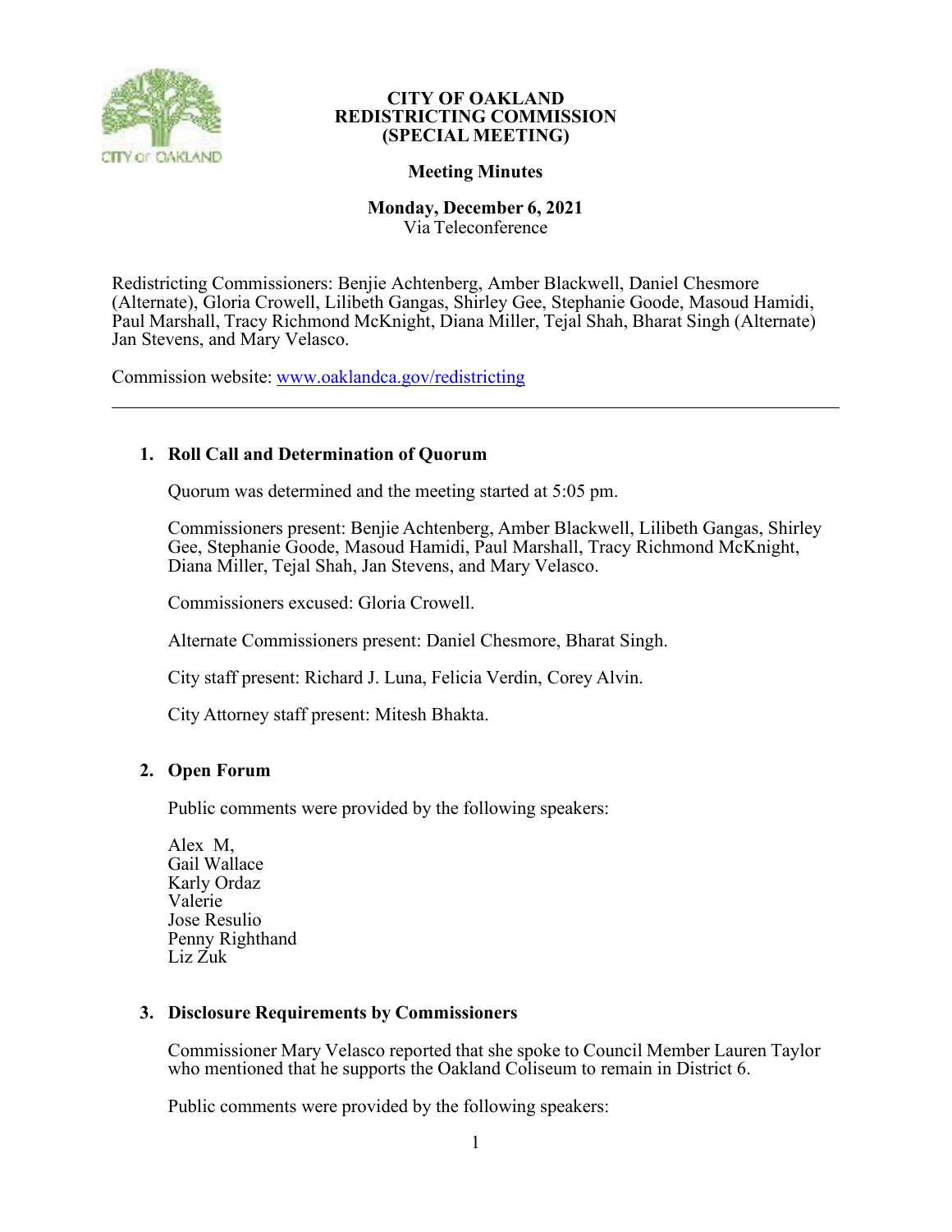# CITY OF OAKLAND
# REDISTRICTING COMMISSION
# (SPECIAL MEETING)

## Meeting Minutes

**Monday, December 6, 2021**
Via Teleconference

Redistricting Commissioners: Benjie Achtenberg, Amber Blackwell, Daniel Chesmore (Alternate), Gloria Crowell, Lilibeth Gangas, Shirley Gee, Stephanie Goode, Masoud Hamidi, Paul Marshall, Tracy Richmond McKnight, Diana Miller, Tejal Shah, Bharat Singh (Alternate) Jan Stevens, and Mary Velasco.

Commission website: [www.oaklandca.gov/redistricting](www.oaklandca.gov/redistricting)

---

### 1. Roll Call and Determination of Quorum

Quorum was determined and the meeting started at 5:05 pm.

Commissioners present: Benjie Achtenberg, Amber Blackwell, Lilibeth Gangas, Shirley Gee, Stephanie Goode, Masoud Hamidi, Paul Marshall, Tracy Richmond McKnight, Diana Miller, Tejal Shah, Jan Stevens, and Mary Velasco.

Commissioners excused: Gloria Crowell.

Alternate Commissioners present: Daniel Chesmore, Bharat Singh.

City staff present: Richard J. Luna, Felicia Verdin, Corey Alvin.

City Attorney staff present: Mitesh Bhakta.

### 2. Open Forum

Public comments were provided by the following speakers:

Alex M,
Gail Wallace
Karly Ordaz
Valerie
Jose Resulio
Penny Righthand
Liz Zuk

### 3. Disclosure Requirements by Commissioners

Commissioner Mary Velasco reported that she spoke to Council Member Lauren Taylor who mentioned that he supports the Oakland Coliseum to remain in District 6.

Public comments were provided by the following speakers: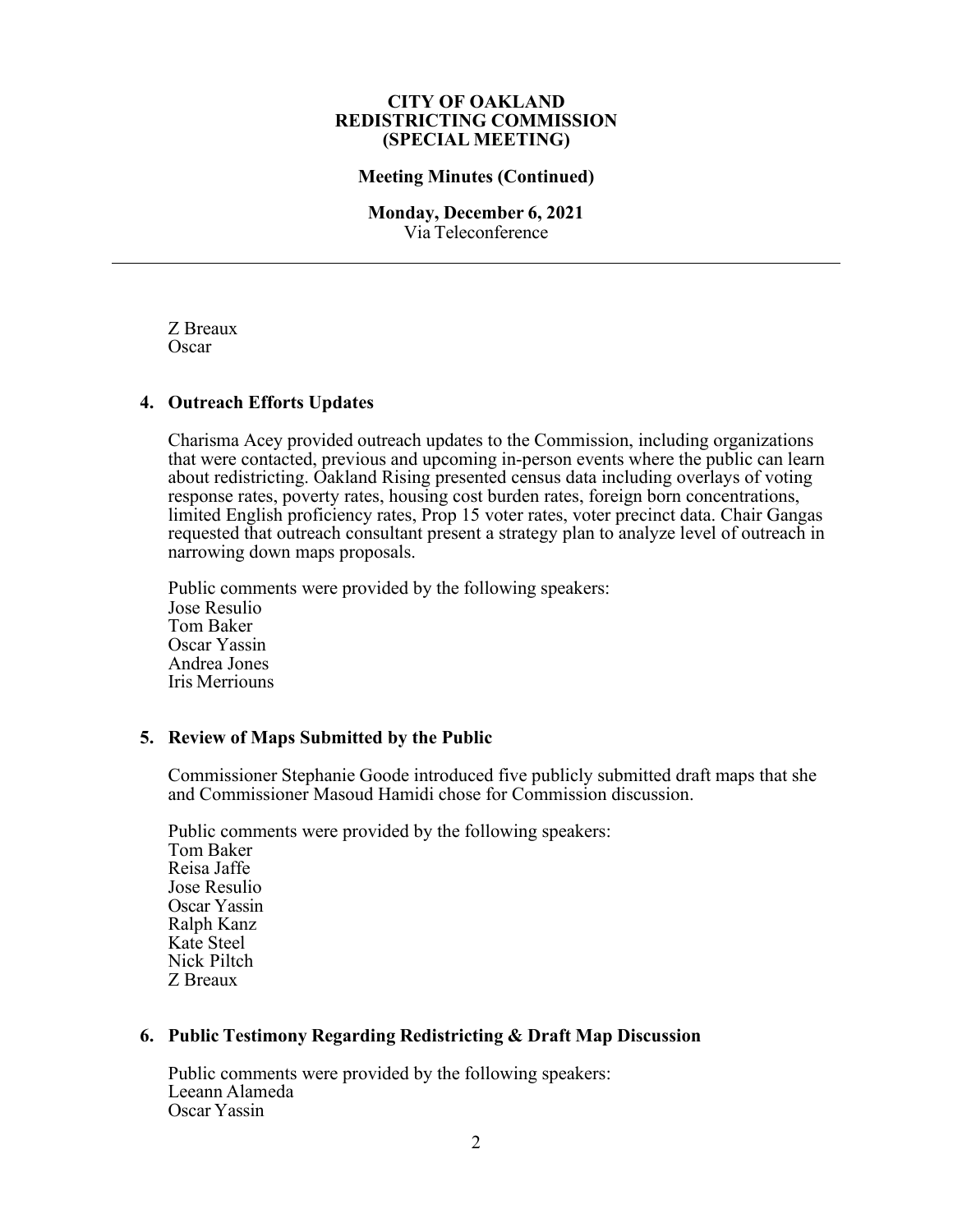Z Breaux
Oscar

## 4. Outreach Efforts Updates

Charisma Acey provided outreach updates to the Commission, including organizations that were contacted, previous and upcoming in-person events where the public can learn about redistricting. Oakland Rising presented census data including overlays of voting response rates, poverty rates, housing cost burden rates, foreign born concentrations, limited English proficiency rates, Prop 15 voter rates, voter precinct data. Chair Gangas requested that outreach consultant present a strategy plan to analyze level of outreach in narrowing down maps proposals.

Public comments were provided by the following speakers:
Jose Resulio
Tom Baker
Oscar Yassin
Andrea Jones
Iris Merriouns

## 5. Review of Maps Submitted by the Public

Commissioner Stephanie Goode introduced five publicly submitted draft maps that she and Commissioner Masoud Hamidi chose for Commission discussion.

Public comments were provided by the following speakers:
Tom Baker
Reisa Jaffe
Jose Resulio
Oscar Yassin
Ralph Kanz
Kate Steel
Nick Piltch
Z Breaux

## 6. Public Testimony Regarding Redistricting & Draft Map Discussion

Public comments were provided by the following speakers:
Leeann Alameda
Oscar Yassin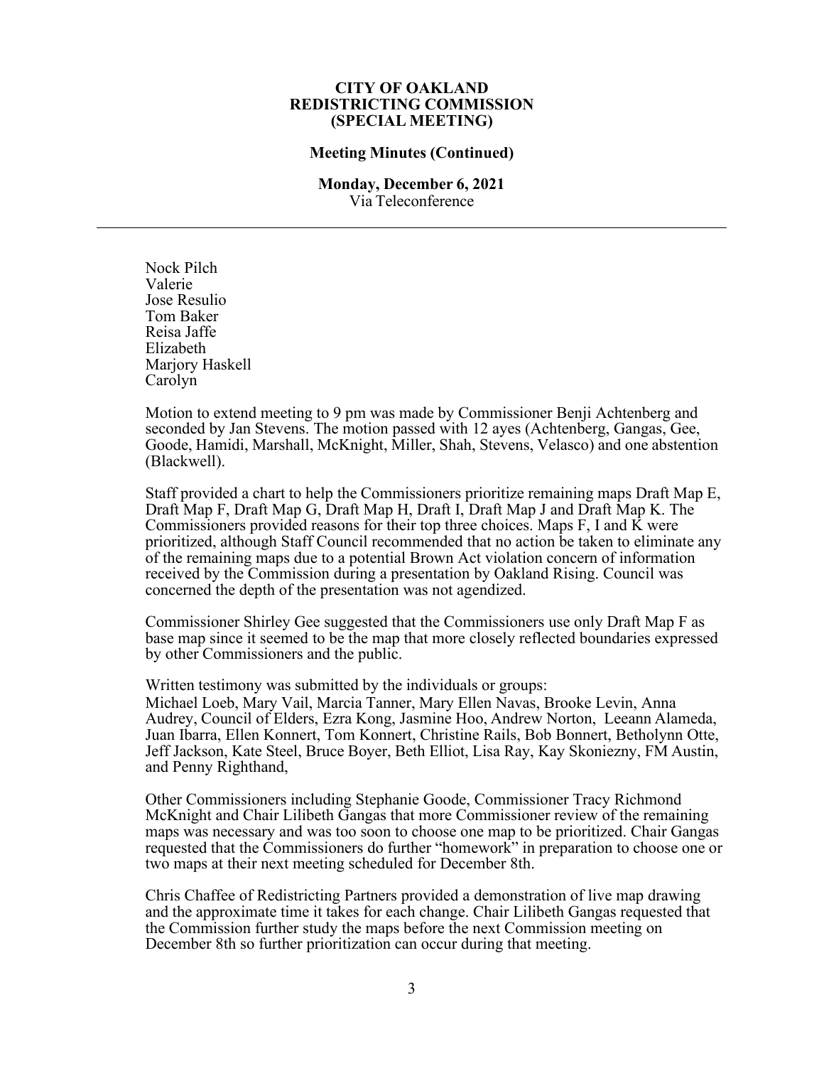**CITY OF OAKLAND**
**REDISTRICTING COMMISSION**
**(SPECIAL MEETING)**

**Meeting Minutes (Continued)**

**Monday, December 6, 2021**
Via Teleconference

---

Nock Pilch
Valerie
Jose Resulio
Tom Baker
Reisa Jaffe
Elizabeth
Marjory Haskell
Carolyn

Motion to extend meeting to 9 pm was made by Commissioner Benji Achtenberg and seconded by Jan Stevens. The motion passed with 12 ayes (Achtenberg, Gangas, Gee, Goode, Hamidi, Marshall, McKnight, Miller, Shah, Stevens, Velasco) and one abstention (Blackwell).

Staff provided a chart to help the Commissioners prioritize remaining maps Draft Map E, Draft Map F, Draft Map G, Draft Map H, Draft I, Draft Map J and Draft Map K. The Commissioners provided reasons for their top three choices. Maps F, I and K were prioritized, although Staff Council recommended that no action be taken to eliminate any of the remaining maps due to a potential Brown Act violation concern of information received by the Commission during a presentation by Oakland Rising. Council was concerned the depth of the presentation was not agendized.

Commissioner Shirley Gee suggested that the Commissioners use only Draft Map F as base map since it seemed to be the map that more closely reflected boundaries expressed by other Commissioners and the public.

Written testimony was submitted by the individuals or groups:
Michael Loeb, Mary Vail, Marcia Tanner, Mary Ellen Navas, Brooke Levin, Anna Audrey, Council of Elders, Ezra Kong, Jasmine Hoo, Andrew Norton, Leeann Alameda, Juan Ibarra, Ellen Konnert, Tom Konnert, Christine Rails, Bob Bonnert, Betholynn Otte, Jeff Jackson, Kate Steel, Bruce Boyer, Beth Elliot, Lisa Ray, Kay Skoniezny, FM Austin, and Penny Righthand,

Other Commissioners including Stephanie Goode, Commissioner Tracy Richmond McKnight and Chair Lilibeth Gangas that more Commissioner review of the remaining maps was necessary and was too soon to choose one map to be prioritized. Chair Gangas requested that the Commissioners do further "homework" in preparation to choose one or two maps at their next meeting scheduled for December 8th.

Chris Chaffee of Redistricting Partners provided a demonstration of live map drawing and the approximate time it takes for each change. Chair Lilibeth Gangas requested that the Commission further study the maps before the next Commission meeting on December 8th so further prioritization can occur during that meeting.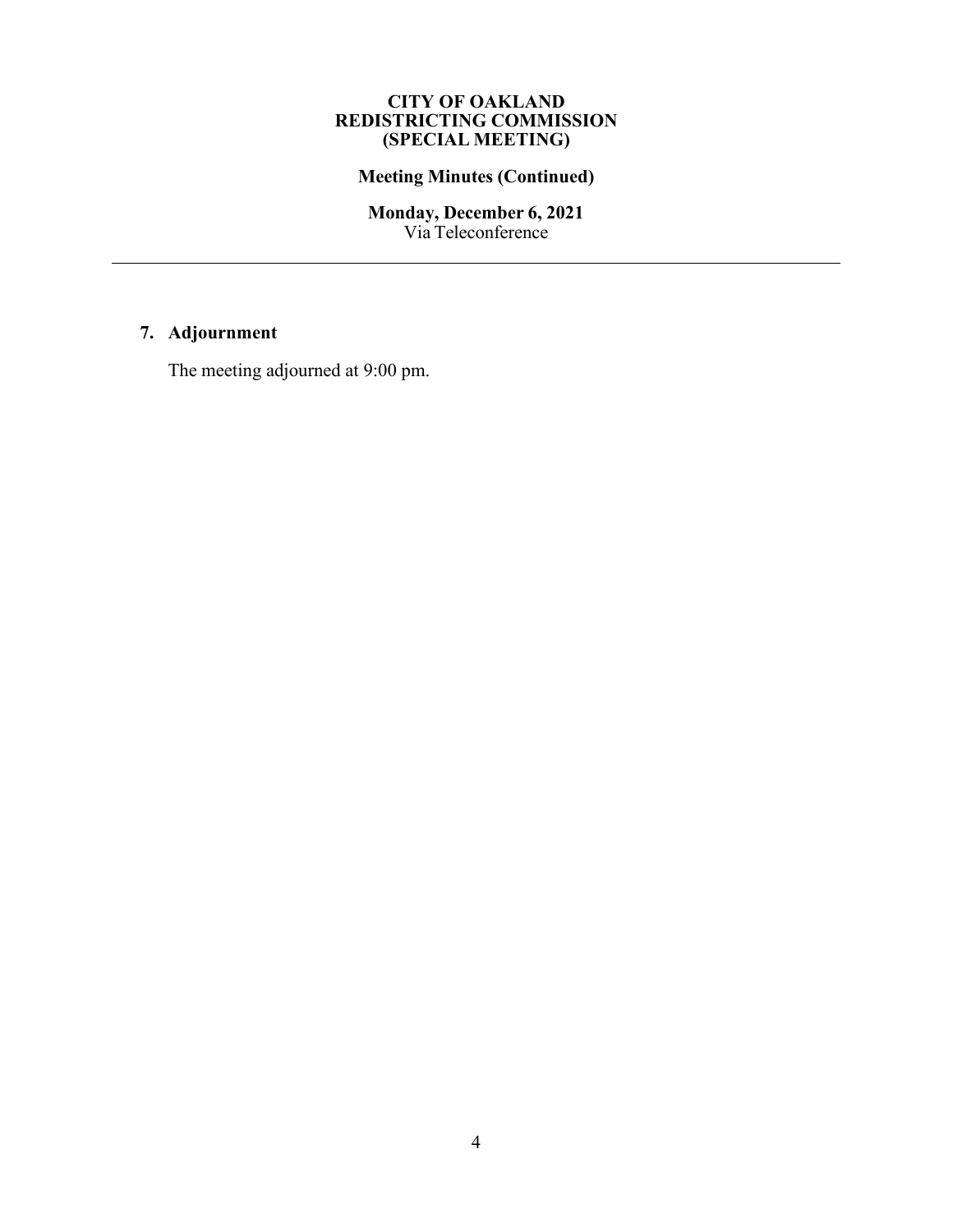**CITY OF OAKLAND**
**REDISTRICTING COMMISSION**
**(SPECIAL MEETING)**

**Meeting Minutes (Continued)**

**Monday, December 6, 2021**
Via Teleconference

---

## 7. Adjournment

The meeting adjourned at 9:00 pm.